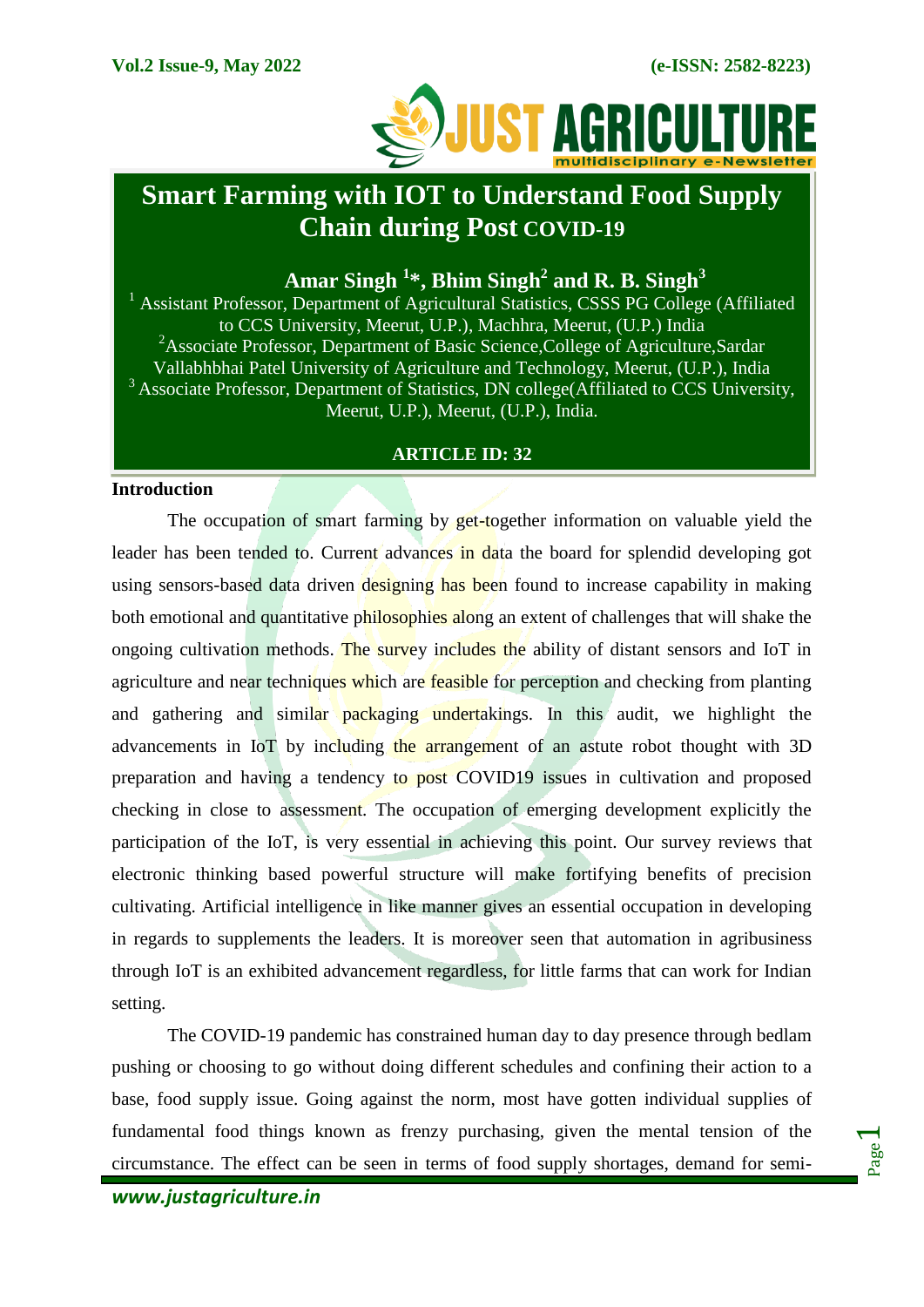# Smart Farming with IOT to Understand Food Supply Chain during Post COVID-19

**Amar Singh [1]*, Bhim Singh[2] and R. B. Singh[3]**

[1] Assistant Professor, Department of Agricultural Statistics, CSSS PG College (Affiliated to CCS University, Meerut, U.P.), Machhra, Meerut, (U.P.) India

[2] Associate Professor, Department of Basic Science,College of Agriculture,Sardar Vallabhbhai Patel University of Agriculture and Technology, Meerut, (U.P.), India

[3] Associate Professor, Department of Statistics, DN college(Affiliated to CCS University, Meerut, U.P.), Meerut, (U.P.), India.

**ARTICLE ID: 32**

## Introduction

The occupation of smart farming by get-together information on valuable yield the leader has been tended to. Current advances in data the board for splendid developing got using sensors-based data driven designing has been found to increase capability in making both emotional and quantitative philosophies along an extent of challenges that will shake the ongoing cultivation methods. The survey includes the ability of distant sensors and IoT in agriculture and near techniques which are feasible for perception and checking from planting and gathering and similar packaging undertakings. In this audit, we highlight the advancements in IoT by including the arrangement of an astute robot thought with 3D preparation and having a tendency to post COVID19 issues in cultivation and proposed checking in close to assessment. The occupation of emerging development explicitly the participation of the IoT, is very essential in achieving this point. Our survey reviews that electronic thinking based powerful structure will make fortifying benefits of precision cultivating. Artificial intelligence in like manner gives an essential occupation in developing in regards to supplements the leaders. It is moreover seen that automation in agribusiness through IoT is an exhibited advancement regardless, for little farms that can work for Indian setting.

The COVID-19 pandemic has constrained human day to day presence through bedlam pushing or choosing to go without doing different schedules and confining their action to a base, food supply issue. Going against the norm, most have gotten individual supplies of fundamental food things known as frenzy purchasing, given the mental tension of the circumstance. The effect can be seen in terms of food supply shortages, demand for semi-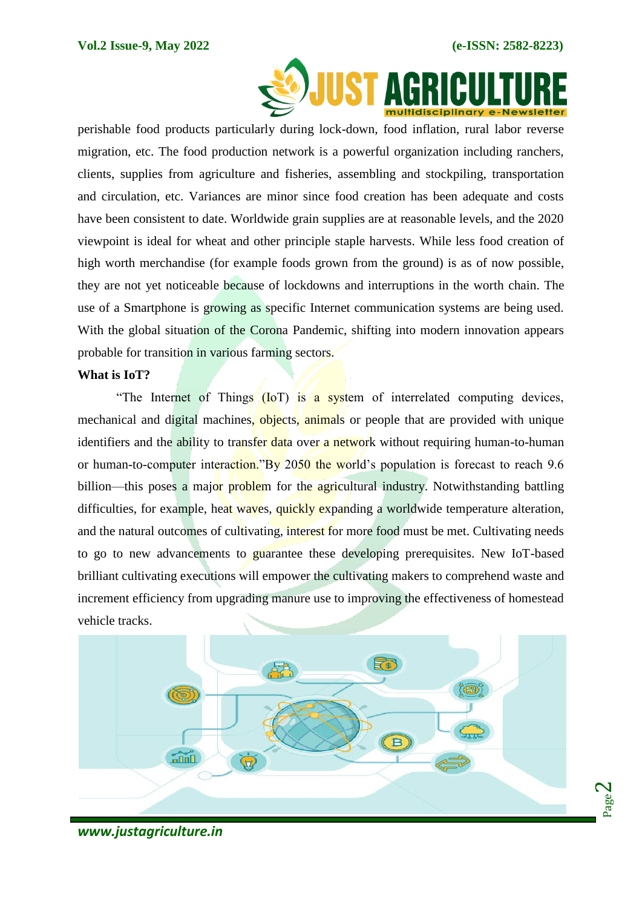perishable food products particularly during lock-down, food inflation, rural labor reverse migration, etc. The food production network is a powerful organization including ranchers, clients, supplies from agriculture and fisheries, assembling and stockpiling, transportation and circulation, etc. Variances are minor since food creation has been adequate and costs have been consistent to date. Worldwide grain supplies are at reasonable levels, and the 2020 viewpoint is ideal for wheat and other principle staple harvests. While less food creation of high worth merchandise (for example foods grown from the ground) is as of now possible, they are not yet noticeable because of lockdowns and interruptions in the worth chain. The use of a Smartphone is growing as specific Internet communication systems are being used. With the global situation of the Corona Pandemic, shifting into modern innovation appears probable for transition in various farming sectors.

**What is IoT?**

"The Internet of Things (IoT) is a system of interrelated computing devices, mechanical and digital machines, objects, animals or people that are provided with unique identifiers and the ability to transfer data over a network without requiring human-to-human or human-to-computer interaction."By 2050 the world's population is forecast to reach 9.6 billion—this poses a major problem for the agricultural industry. Notwithstanding battling difficulties, for example, heat waves, quickly expanding a worldwide temperature alteration, and the natural outcomes of cultivating, interest for more food must be met. Cultivating needs to go to new advancements to guarantee these developing prerequisites. New IoT-based brilliant cultivating executions will empower the cultivating makers to comprehend waste and increment efficiency from upgrading manure use to improving the effectiveness of homestead vehicle tracks.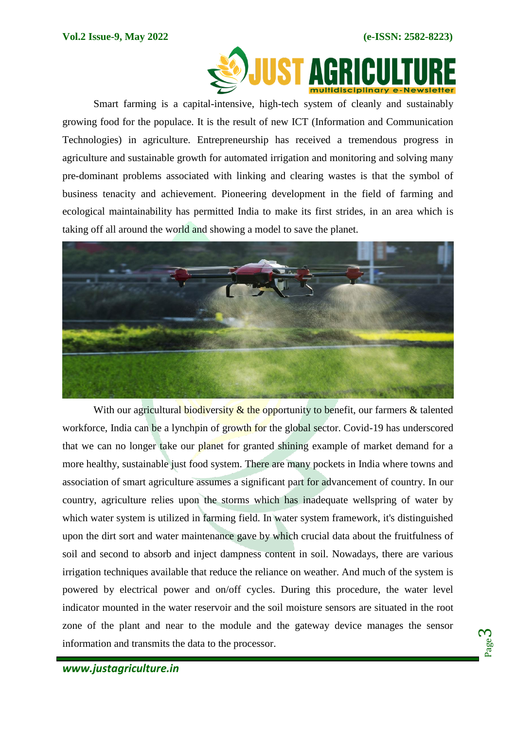Smart farming is a capital-intensive, high-tech system of cleanly and sustainably growing food for the populace. It is the result of new ICT (Information and Communication Technologies) in agriculture. Entrepreneurship has received a tremendous progress in agriculture and sustainable growth for automated irrigation and monitoring and solving many pre-dominant problems associated with linking and clearing wastes is that the symbol of business tenacity and achievement. Pioneering development in the field of farming and ecological maintainability has permitted India to make its first strides, in an area which is taking off all around the world and showing a model to save the planet.

With our agricultural biodiversity & the opportunity to benefit, our farmers & talented workforce, India can be a lynchpin of growth for the global sector. Covid-19 has underscored that we can no longer take our planet for granted shining example of market demand for a more healthy, sustainable just food system. There are many pockets in India where towns and association of smart agriculture assumes a significant part for advancement of country. In our country, agriculture relies upon the storms which has inadequate wellspring of water by which water system is utilized in farming field. In water system framework, it's distinguished upon the dirt sort and water maintenance gave by which crucial data about the fruitfulness of soil and second to absorb and inject dampness content in soil. Nowadays, there are various irrigation techniques available that reduce the reliance on weather. And much of the system is powered by electrical power and on/off cycles. During this procedure, the water level indicator mounted in the water reservoir and the soil moisture sensors are situated in the root zone of the plant and near to the module and the gateway device manages the sensor information and transmits the data to the processor.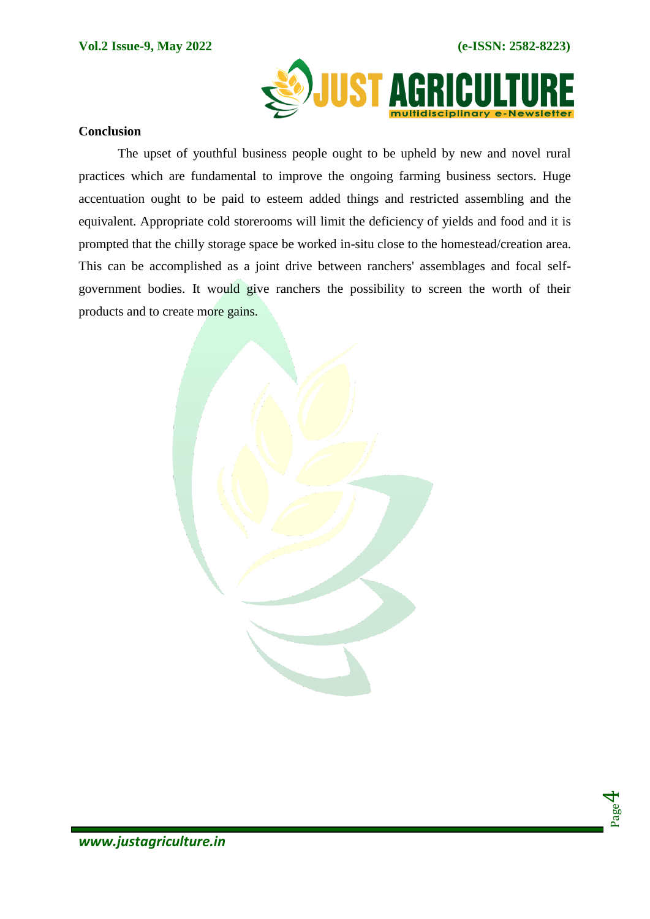## Conclusion

The upset of youthful business people ought to be upheld by new and novel rural practices which are fundamental to improve the ongoing farming business sectors. Huge accentuation ought to be paid to esteem added things and restricted assembling and the equivalent. Appropriate cold storerooms will limit the deficiency of yields and food and it is prompted that the chilly storage space be worked in-situ close to the homestead/creation area. This can be accomplished as a joint drive between ranchers' assemblages and focal self-government bodies. It would give ranchers the possibility to screen the worth of their products and to create more gains.